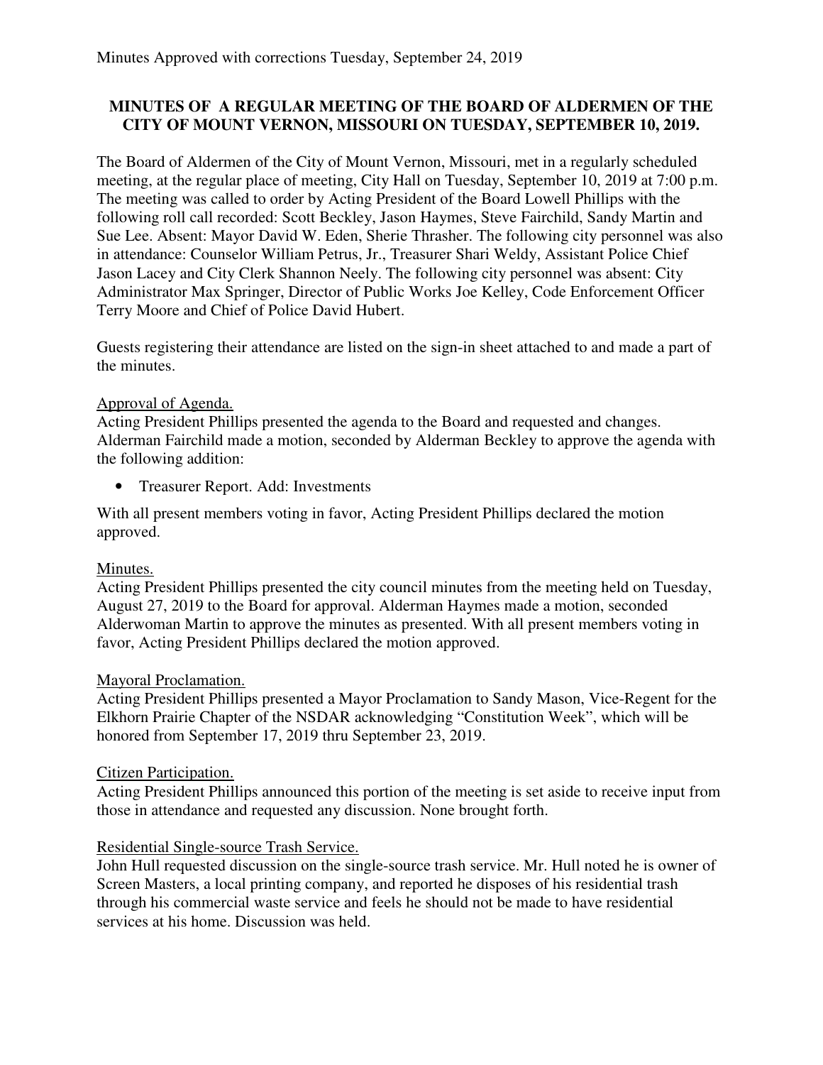Minutes Approved with corrections Tuesday, September 24, 2019

**MINUTES OF A REGULAR MEETING OF THE BOARD OF ALDERMEN OF THE CITY OF MOUNT VERNON, MISSOURI ON TUESDAY, SEPTEMBER 10, 2019.**

The Board of Aldermen of the City of Mount Vernon, Missouri, met in a regularly scheduled meeting, at the regular place of meeting, City Hall on Tuesday, September 10, 2019 at 7:00 p.m. The meeting was called to order by Acting President of the Board Lowell Phillips with the following roll call recorded: Scott Beckley, Jason Haymes, Steve Fairchild, Sandy Martin and Sue Lee. Absent: Mayor David W. Eden, Sherie Thrasher. The following city personnel was also in attendance: Counselor William Petrus, Jr., Treasurer Shari Weldy, Assistant Police Chief Jason Lacey and City Clerk Shannon Neely. The following city personnel was absent: City Administrator Max Springer, Director of Public Works Joe Kelley, Code Enforcement Officer Terry Moore and Chief of Police David Hubert.

Guests registering their attendance are listed on the sign-in sheet attached to and made a part of the minutes.

Approval of Agenda.
Acting President Phillips presented the agenda to the Board and requested and changes. Alderman Fairchild made a motion, seconded by Alderman Beckley to approve the agenda with the following addition:

- Treasurer Report. Add: Investments

With all present members voting in favor, Acting President Phillips declared the motion approved.

Minutes.
Acting President Phillips presented the city council minutes from the meeting held on Tuesday, August 27, 2019 to the Board for approval. Alderman Haymes made a motion, seconded Alderwoman Martin to approve the minutes as presented. With all present members voting in favor, Acting President Phillips declared the motion approved.

Mayoral Proclamation.
Acting President Phillips presented a Mayor Proclamation to Sandy Mason, Vice-Regent for the Elkhorn Prairie Chapter of the NSDAR acknowledging "Constitution Week", which will be honored from September 17, 2019 thru September 23, 2019.

Citizen Participation.
Acting President Phillips announced this portion of the meeting is set aside to receive input from those in attendance and requested any discussion. None brought forth.

Residential Single-source Trash Service.
John Hull requested discussion on the single-source trash service. Mr. Hull noted he is owner of Screen Masters, a local printing company, and reported he disposes of his residential trash through his commercial waste service and feels he should not be made to have residential services at his home. Discussion was held.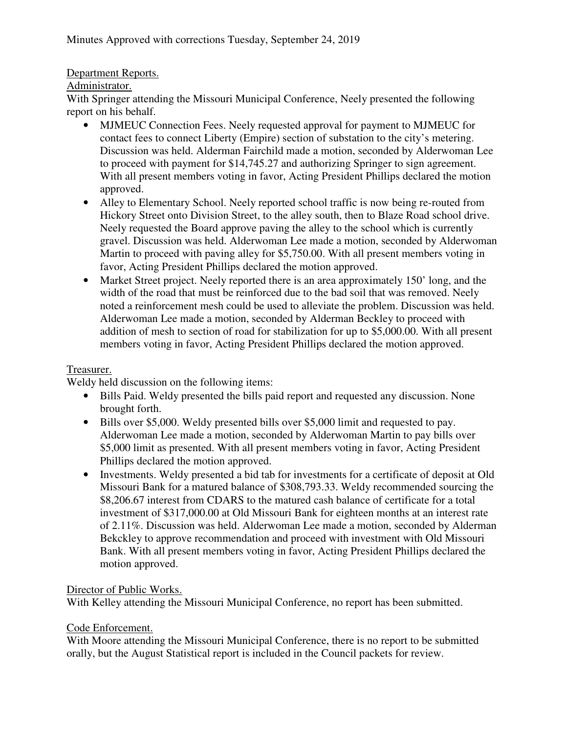Minutes Approved with corrections Tuesday, September 24, 2019

Department Reports.

Administrator.

With Springer attending the Missouri Municipal Conference, Neely presented the following report on his behalf.

- MJMEUC Connection Fees. Neely requested approval for payment to MJMEUC for contact fees to connect Liberty (Empire) section of substation to the city's metering. Discussion was held. Alderman Fairchild made a motion, seconded by Alderwoman Lee to proceed with payment for $14,745.27 and authorizing Springer to sign agreement. With all present members voting in favor, Acting President Phillips declared the motion approved.
- Alley to Elementary School. Neely reported school traffic is now being re-routed from Hickory Street onto Division Street, to the alley south, then to Blaze Road school drive. Neely requested the Board approve paving the alley to the school which is currently gravel. Discussion was held. Alderwoman Lee made a motion, seconded by Alderwoman Martin to proceed with paving alley for $5,750.00. With all present members voting in favor, Acting President Phillips declared the motion approved.
- Market Street project. Neely reported there is an area approximately 150' long, and the width of the road that must be reinforced due to the bad soil that was removed. Neely noted a reinforcement mesh could be used to alleviate the problem. Discussion was held. Alderwoman Lee made a motion, seconded by Alderman Beckley to proceed with addition of mesh to section of road for stabilization for up to $5,000.00. With all present members voting in favor, Acting President Phillips declared the motion approved.

Treasurer.

Weldy held discussion on the following items:

- Bills Paid. Weldy presented the bills paid report and requested any discussion. None brought forth.
- Bills over $5,000. Weldy presented bills over $5,000 limit and requested to pay. Alderwoman Lee made a motion, seconded by Alderwoman Martin to pay bills over $5,000 limit as presented. With all present members voting in favor, Acting President Phillips declared the motion approved.
- Investments. Weldy presented a bid tab for investments for a certificate of deposit at Old Missouri Bank for a matured balance of $308,793.33. Weldy recommended sourcing the $8,206.67 interest from CDARS to the matured cash balance of certificate for a total investment of $317,000.00 at Old Missouri Bank for eighteen months at an interest rate of 2.11%. Discussion was held. Alderwoman Lee made a motion, seconded by Alderman Bekckley to approve recommendation and proceed with investment with Old Missouri Bank. With all present members voting in favor, Acting President Phillips declared the motion approved.

Director of Public Works.

With Kelley attending the Missouri Municipal Conference, no report has been submitted.

Code Enforcement.

With Moore attending the Missouri Municipal Conference, there is no report to be submitted orally, but the August Statistical report is included in the Council packets for review.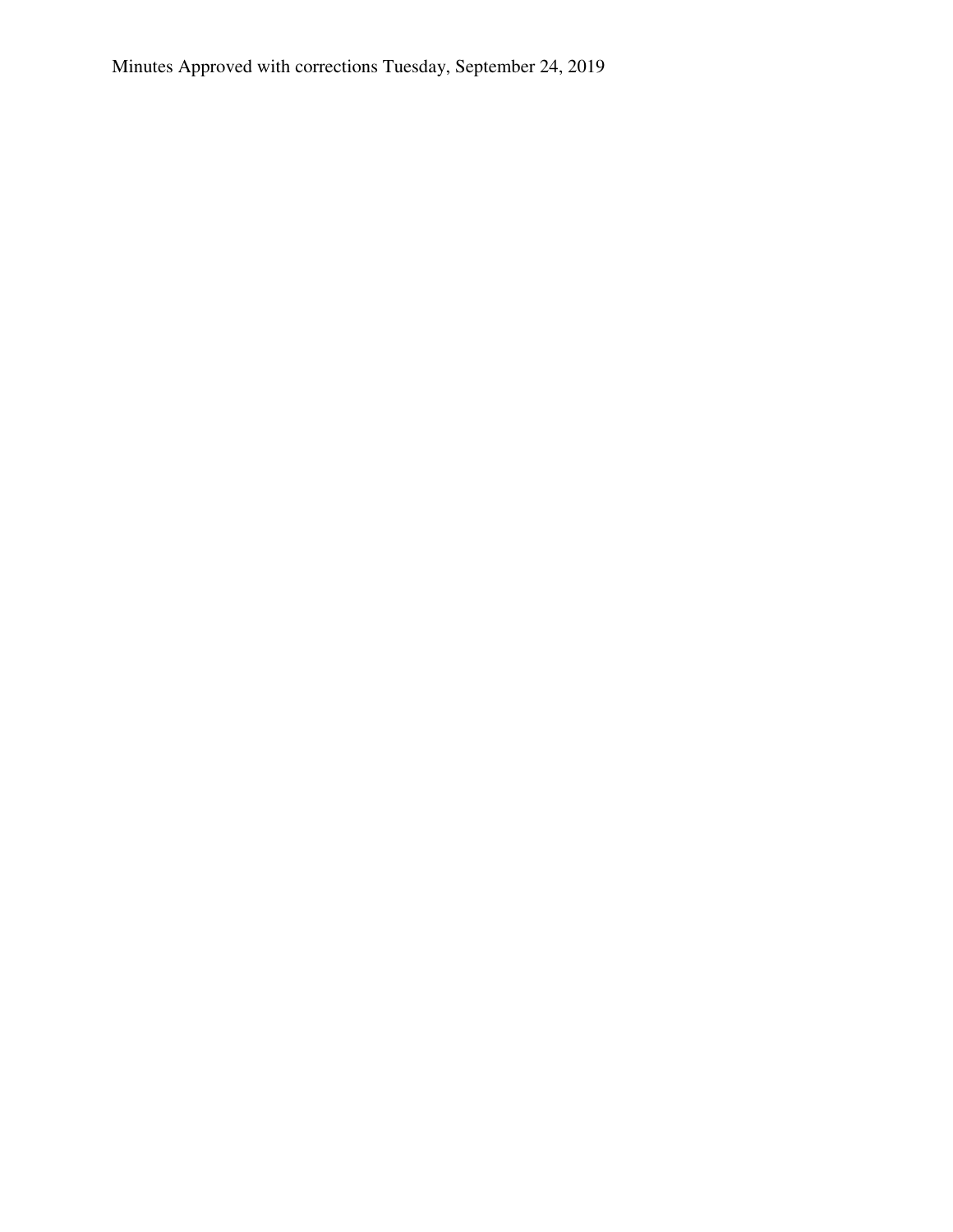Minutes Approved with corrections Tuesday, September 24, 2019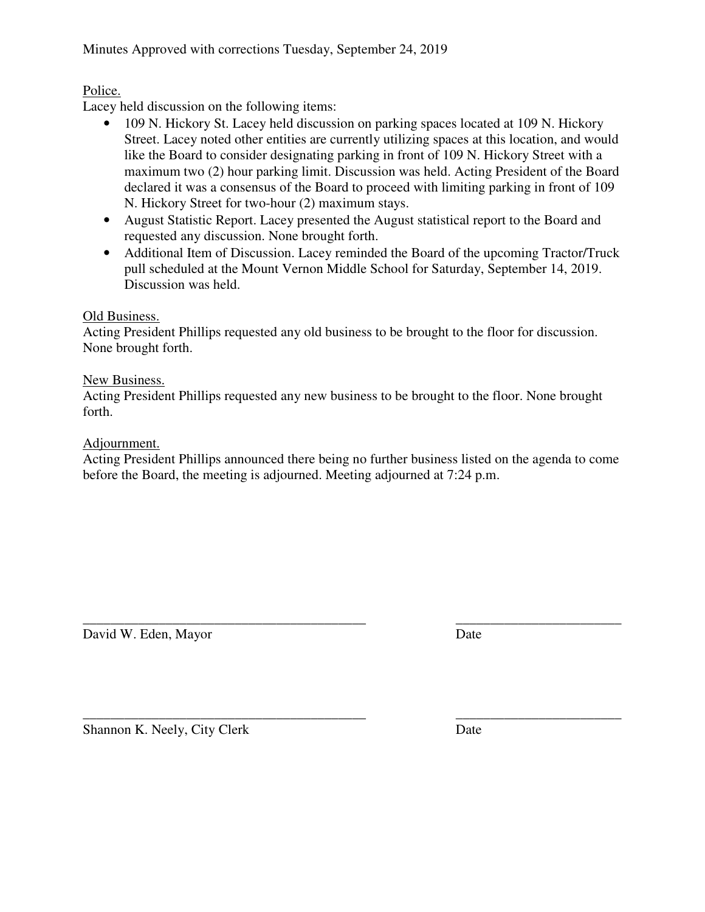Minutes Approved with corrections Tuesday, September 24, 2019

Police.

Lacey held discussion on the following items:

- 109 N. Hickory St. Lacey held discussion on parking spaces located at 109 N. Hickory Street. Lacey noted other entities are currently utilizing spaces at this location, and would like the Board to consider designating parking in front of 109 N. Hickory Street with a maximum two (2) hour parking limit. Discussion was held. Acting President of the Board declared it was a consensus of the Board to proceed with limiting parking in front of 109 N. Hickory Street for two-hour (2) maximum stays.
- August Statistic Report. Lacey presented the August statistical report to the Board and requested any discussion. None brought forth.
- Additional Item of Discussion. Lacey reminded the Board of the upcoming Tractor/Truck pull scheduled at the Mount Vernon Middle School for Saturday, September 14, 2019. Discussion was held.

Old Business.

Acting President Phillips requested any old business to be brought to the floor for discussion. None brought forth.

New Business.

Acting President Phillips requested any new business to be brought to the floor. None brought forth.

Adjournment.

Acting President Phillips announced there being no further business listed on the agenda to come before the Board, the meeting is adjourned. Meeting adjourned at 7:24 p.m.

\_\_\_\_\_\_\_\_\_\_\_\_\_\_\_\_\_\_\_\_\_\_\_\_\_\_\_\_\_\_\_\_\_\_\_\_\_\_\_\_\_ \_\_\_\_\_\_\_\_\_\_\_\_\_\_\_\_\_\_\_\_\_\_\_\_

David W. Eden, Mayor Date

\_\_\_\_\_\_\_\_\_\_\_\_\_\_\_\_\_\_\_\_\_\_\_\_\_\_\_\_\_\_\_\_\_\_\_\_\_\_\_\_\_ \_\_\_\_\_\_\_\_\_\_\_\_\_\_\_\_\_\_\_\_\_\_\_\_

Shannon K. Neely, City Clerk Date